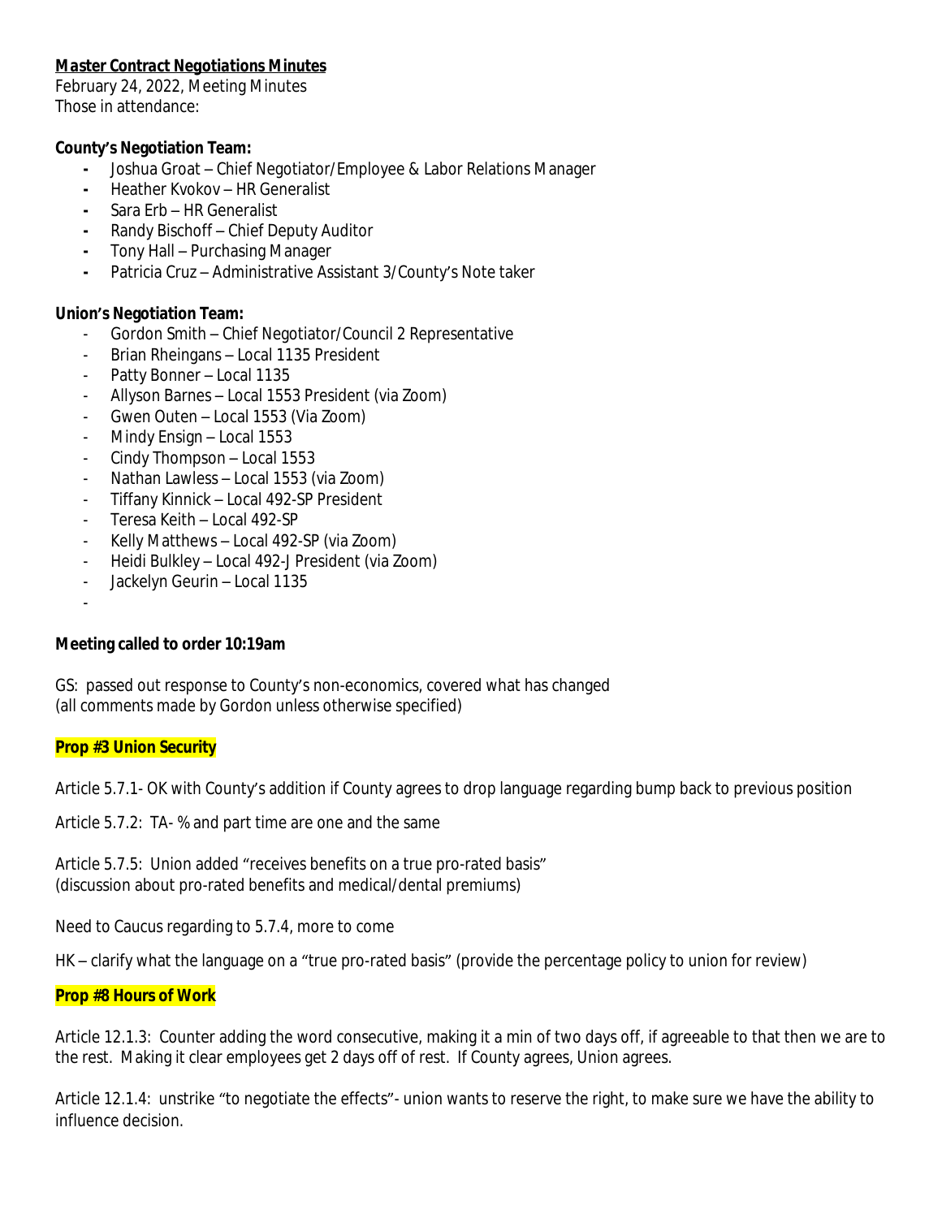**Master Contract Negotiations Minutes**

February 24, 2022, Meeting Minutes

Those in attendance:

**County's Negotiation Team:**

- Joshua Groat – Chief Negotiator/Employee & Labor Relations Manager
- Heather Kvokov – HR Generalist
- Sara Erb – HR Generalist
- Randy Bischoff – Chief Deputy Auditor
- Tony Hall – Purchasing Manager
- Patricia Cruz – Administrative Assistant 3/County's Note taker

**Union's Negotiation Team:**

- Gordon Smith – Chief Negotiator/Council 2 Representative
- Brian Rheingans – Local 1135 President
- Patty Bonner – Local 1135
- Allyson Barnes – Local 1553 President (via Zoom)
- Gwen Outen – Local 1553 (Via Zoom)
- Mindy Ensign – Local 1553
- Cindy Thompson – Local 1553
- Nathan Lawless – Local 1553 (via Zoom)
- Tiffany Kinnick – Local 492-SP President
- Teresa Keith – Local 492-SP
- Kelly Matthews – Local 492-SP (via Zoom)
- Heidi Bulkley – Local 492-J President (via Zoom)
- Jackelyn Geurin – Local 1135
-

**Meeting called to order 10:19am**

GS: passed out response to County's non-economics, covered what has changed
(all comments made by Gordon unless otherwise specified)

**Prop #3 Union Security**

Article 5.7.1- OK with County's addition if County agrees to drop language regarding bump back to previous position

Article 5.7.2: TA- % and part time are one and the same

Article 5.7.5: Union added "receives benefits on a true pro-rated basis"
(discussion about pro-rated benefits and medical/dental premiums)

Need to Caucus regarding to 5.7.4, more to come

HK – clarify what the language on a "true pro-rated basis" (provide the percentage policy to union for review)

**Prop #8 Hours of Work**

Article 12.1.3: Counter adding the word consecutive, making it a min of two days off, if agreeable to that then we are to the rest. Making it clear employees get 2 days off of rest. If County agrees, Union agrees.

Article 12.1.4: unstrike "to negotiate the effects"- union wants to reserve the right, to make sure we have the ability to influence decision.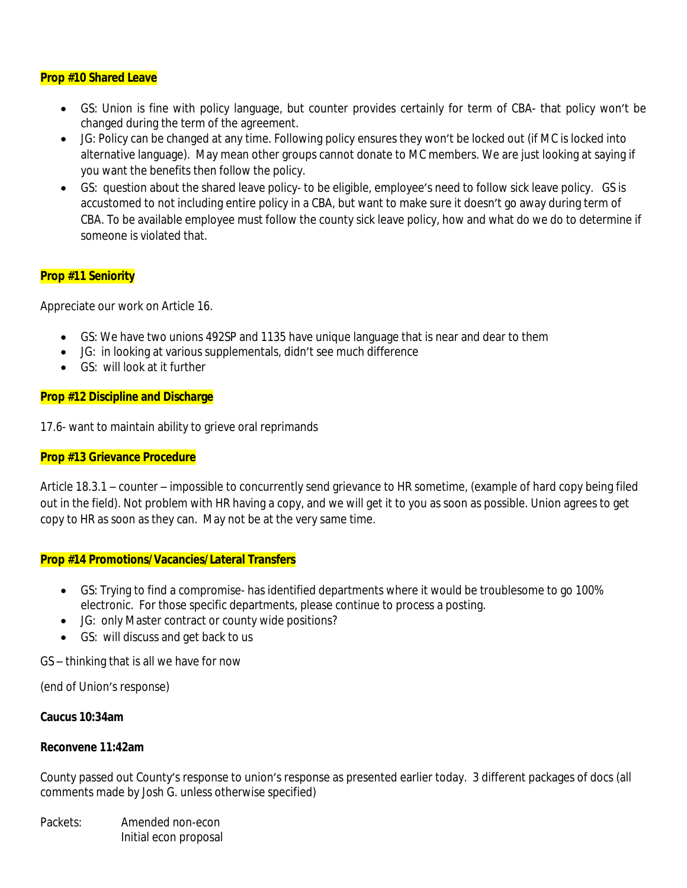**Prop #10 Shared Leave**

- GS: Union is fine with policy language, but counter provides certainly for term of CBA- that policy won't be changed during the term of the agreement.
- JG: Policy can be changed at any time. Following policy ensures they won't be locked out (if MC is locked into alternative language). May mean other groups cannot donate to MC members. We are just looking at saying if you want the benefits then follow the policy.
- GS: question about the shared leave policy- to be eligible, employee's need to follow sick leave policy. GS is accustomed to not including entire policy in a CBA, but want to make sure it doesn't go away during term of CBA. To be available employee must follow the county sick leave policy, how and what do we do to determine if someone is violated that.

**Prop #11 Seniority**

Appreciate our work on Article 16.

- GS: We have two unions 492SP and 1135 have unique language that is near and dear to them
- JG: in looking at various supplementals, didn't see much difference
- GS: will look at it further

**Prop #12 Discipline and Discharge**

17.6- want to maintain ability to grieve oral reprimands

**Prop #13 Grievance Procedure**

Article 18.3.1 – counter – impossible to concurrently send grievance to HR sometime, (example of hard copy being filed out in the field). Not problem with HR having a copy, and we will get it to you as soon as possible. Union agrees to get copy to HR as soon as they can. May not be at the very same time.

**Prop #14 Promotions/Vacancies/Lateral Transfers**

- GS: Trying to find a compromise- has identified departments where it would be troublesome to go 100% electronic. For those specific departments, please continue to process a posting.
- JG: only Master contract or county wide positions?
- GS: will discuss and get back to us

GS – thinking that is all we have for now

(end of Union's response)

**Caucus 10:34am**

**Reconvene 11:42am**

County passed out County's response to union's response as presented earlier today. 3 different packages of docs (all comments made by Josh G. unless otherwise specified)

Packets: Amended non-econ
Initial econ proposal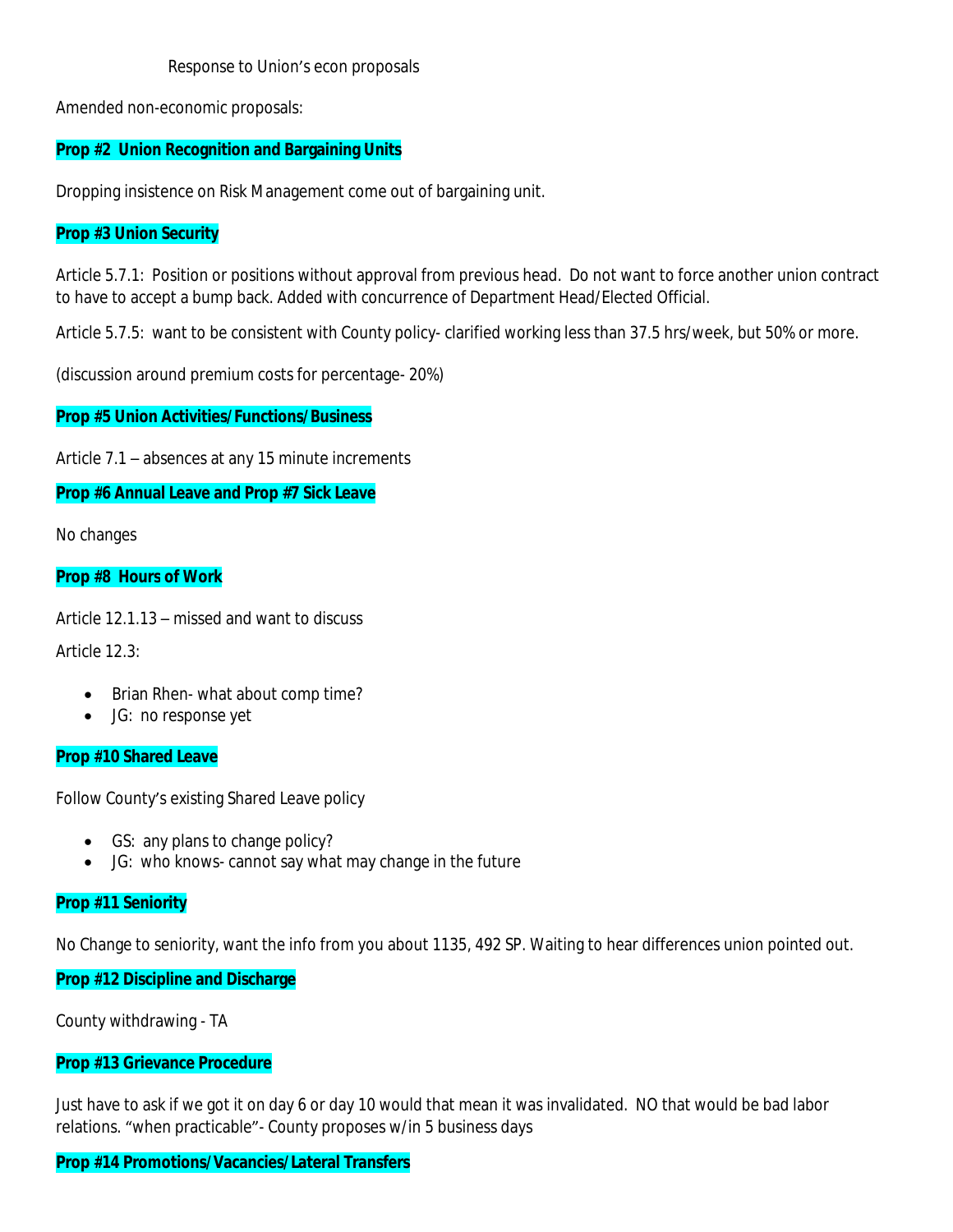Response to Union's econ proposals

Amended non-economic proposals:

**Prop #2 Union Recognition and Bargaining Units**

Dropping insistence on Risk Management come out of bargaining unit.

**Prop #3 Union Security**

Article 5.7.1: Position or positions without approval from previous head. Do not want to force another union contract to have to accept a bump back. Added with concurrence of Department Head/Elected Official.

Article 5.7.5: want to be consistent with County policy- clarified working less than 37.5 hrs/week, but 50% or more.

(discussion around premium costs for percentage- 20%)

**Prop #5 Union Activities/Functions/Business**

Article 7.1 – absences at any 15 minute increments

**Prop #6 Annual Leave and Prop #7 Sick Leave**

No changes

**Prop #8 Hours of Work**

Article 12.1.13 – missed and want to discuss

Article 12.3:

- Brian Rhen- what about comp time?
- JG: no response yet

**Prop #10 Shared Leave**

Follow County's existing Shared Leave policy

- GS: any plans to change policy?
- JG: who knows- cannot say what may change in the future

**Prop #11 Seniority**

No Change to seniority, want the info from you about 1135, 492 SP. Waiting to hear differences union pointed out.

**Prop #12 Discipline and Discharge**

County withdrawing - TA

**Prop #13 Grievance Procedure**

Just have to ask if we got it on day 6 or day 10 would that mean it was invalidated. NO that would be bad labor relations. "when practicable"- County proposes w/in 5 business days

**Prop #14 Promotions/Vacancies/Lateral Transfers**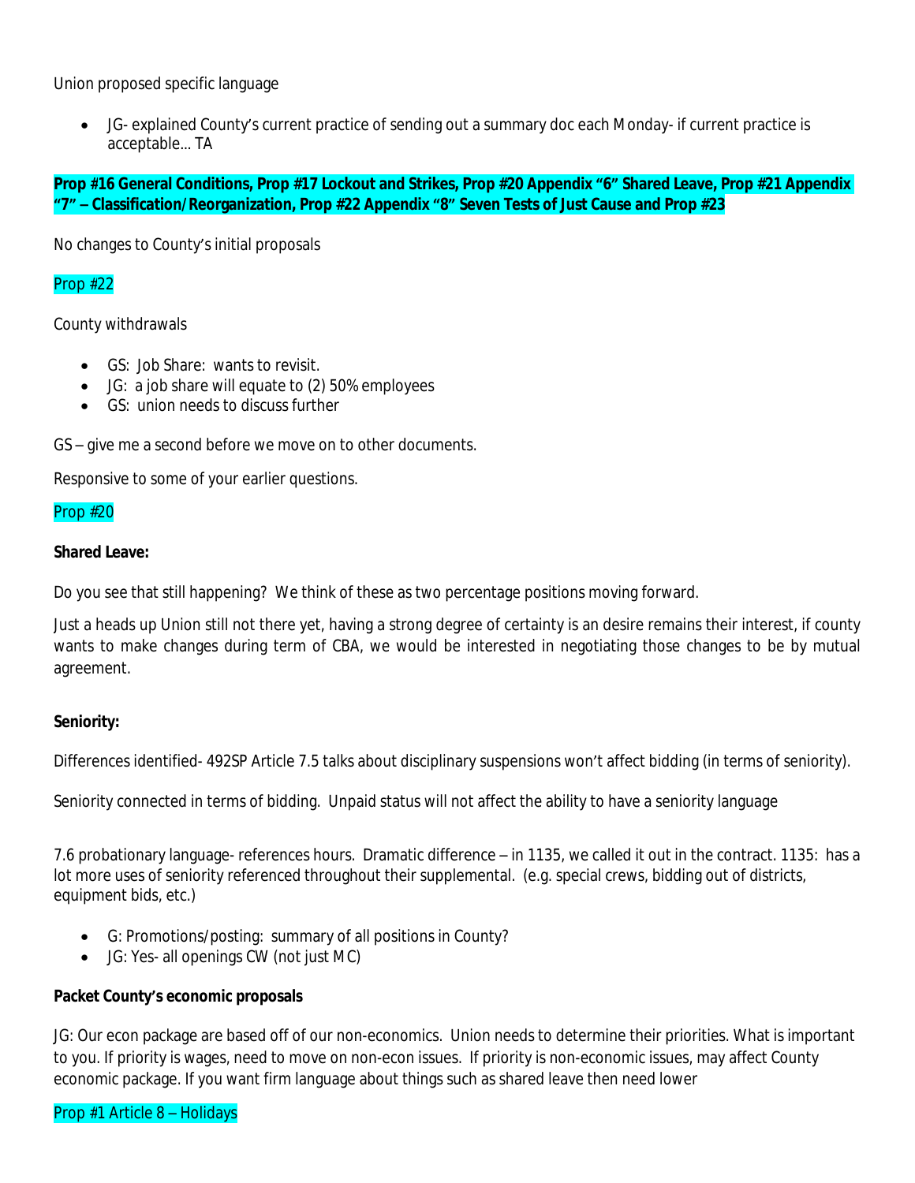Union proposed specific language

- JG- explained County's current practice of sending out a summary doc each Monday- if current practice is acceptable… TA

**Prop #16 General Conditions, Prop #17 Lockout and Strikes, Prop #20 Appendix "6" Shared Leave, Prop #21 Appendix "7" – Classification/Reorganization, Prop #22 Appendix "8" Seven Tests of Just Cause and Prop #23**

No changes to County's initial proposals

Prop #22

County withdrawals

- GS: Job Share: wants to revisit.
- JG: a job share will equate to (2) 50% employees
- GS: union needs to discuss further

GS – give me a second before we move on to other documents.

Responsive to some of your earlier questions.

Prop #20

**Shared Leave:**

Do you see that still happening? We think of these as two percentage positions moving forward.

Just a heads up Union still not there yet, having a strong degree of certainty is an desire remains their interest, if county wants to make changes during term of CBA, we would be interested in negotiating those changes to be by mutual agreement.

**Seniority:**

Differences identified- 492SP Article 7.5 talks about disciplinary suspensions won't affect bidding (in terms of seniority).

Seniority connected in terms of bidding. Unpaid status will not affect the ability to have a seniority language

7.6 probationary language- references hours. Dramatic difference – in 1135, we called it out in the contract. 1135: has a lot more uses of seniority referenced throughout their supplemental. (e.g. special crews, bidding out of districts, equipment bids, etc.)

- G: Promotions/posting: summary of all positions in County?
- JG: Yes- all openings CW (not just MC)

**Packet County's economic proposals**

JG: Our econ package are based off of our non-economics. Union needs to determine their priorities. What is important to you. If priority is wages, need to move on non-econ issues. If priority is non-economic issues, may affect County economic package. If you want firm language about things such as shared leave then need lower

Prop #1 Article 8 – Holidays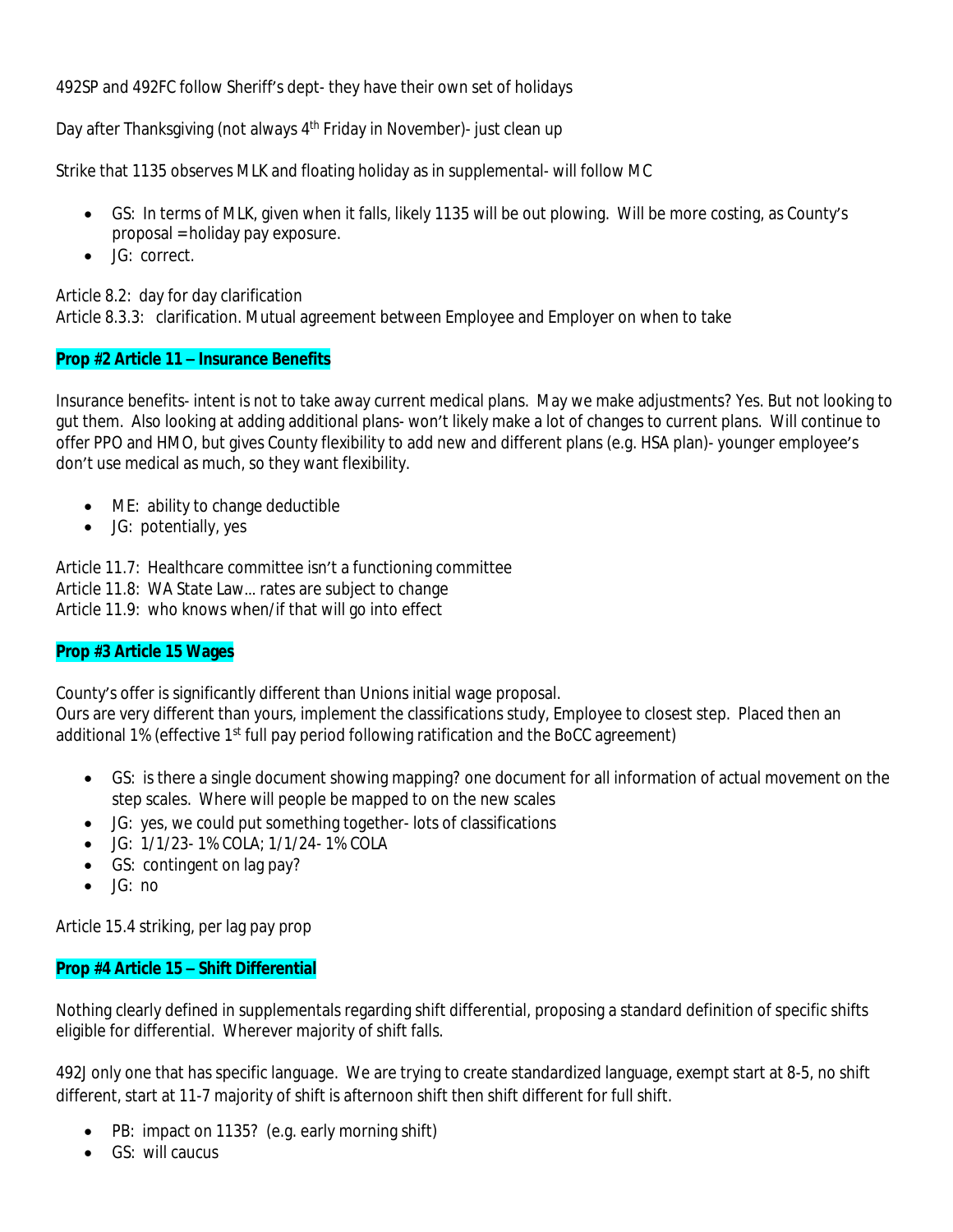492SP and 492FC follow Sheriff's dept- they have their own set of holidays

Day after Thanksgiving (not always 4th Friday in November)- just clean up

Strike that 1135 observes MLK and floating holiday as in supplemental- will follow MC

- GS: In terms of MLK, given when it falls, likely 1135 will be out plowing. Will be more costing, as County's proposal = holiday pay exposure.
- JG: correct.

Article 8.2: day for day clarification
Article 8.3.3: clarification. Mutual agreement between Employee and Employer on when to take

**Prop #2 Article 11 – Insurance Benefits**

Insurance benefits- intent is not to take away current medical plans. May we make adjustments? Yes. But not looking to gut them. Also looking at adding additional plans- won't likely make a lot of changes to current plans. Will continue to offer PPO and HMO, but gives County flexibility to add new and different plans (e.g. HSA plan)- younger employee's don't use medical as much, so they want flexibility.

- ME: ability to change deductible
- JG: potentially, yes

Article 11.7: Healthcare committee isn't a functioning committee
Article 11.8: WA State Law… rates are subject to change
Article 11.9: who knows when/if that will go into effect

**Prop #3 Article 15 Wages**

County's offer is significantly different than Unions initial wage proposal.
Ours are very different than yours, implement the classifications study, Employee to closest step. Placed then an additional 1% (effective 1st full pay period following ratification and the BoCC agreement)

- GS: is there a single document showing mapping? one document for all information of actual movement on the step scales. Where will people be mapped to on the new scales
- JG: yes, we could put something together- lots of classifications
- JG: 1/1/23- 1% COLA; 1/1/24- 1% COLA
- GS: contingent on lag pay?
- JG: no

Article 15.4 striking, per lag pay prop

**Prop #4 Article 15 – Shift Differential**

Nothing clearly defined in supplementals regarding shift differential, proposing a standard definition of specific shifts eligible for differential. Wherever majority of shift falls.

492J only one that has specific language. We are trying to create standardized language, exempt start at 8-5, no shift different, start at 11-7 majority of shift is afternoon shift then shift different for full shift.

- PB: impact on 1135? (e.g. early morning shift)
- GS: will caucus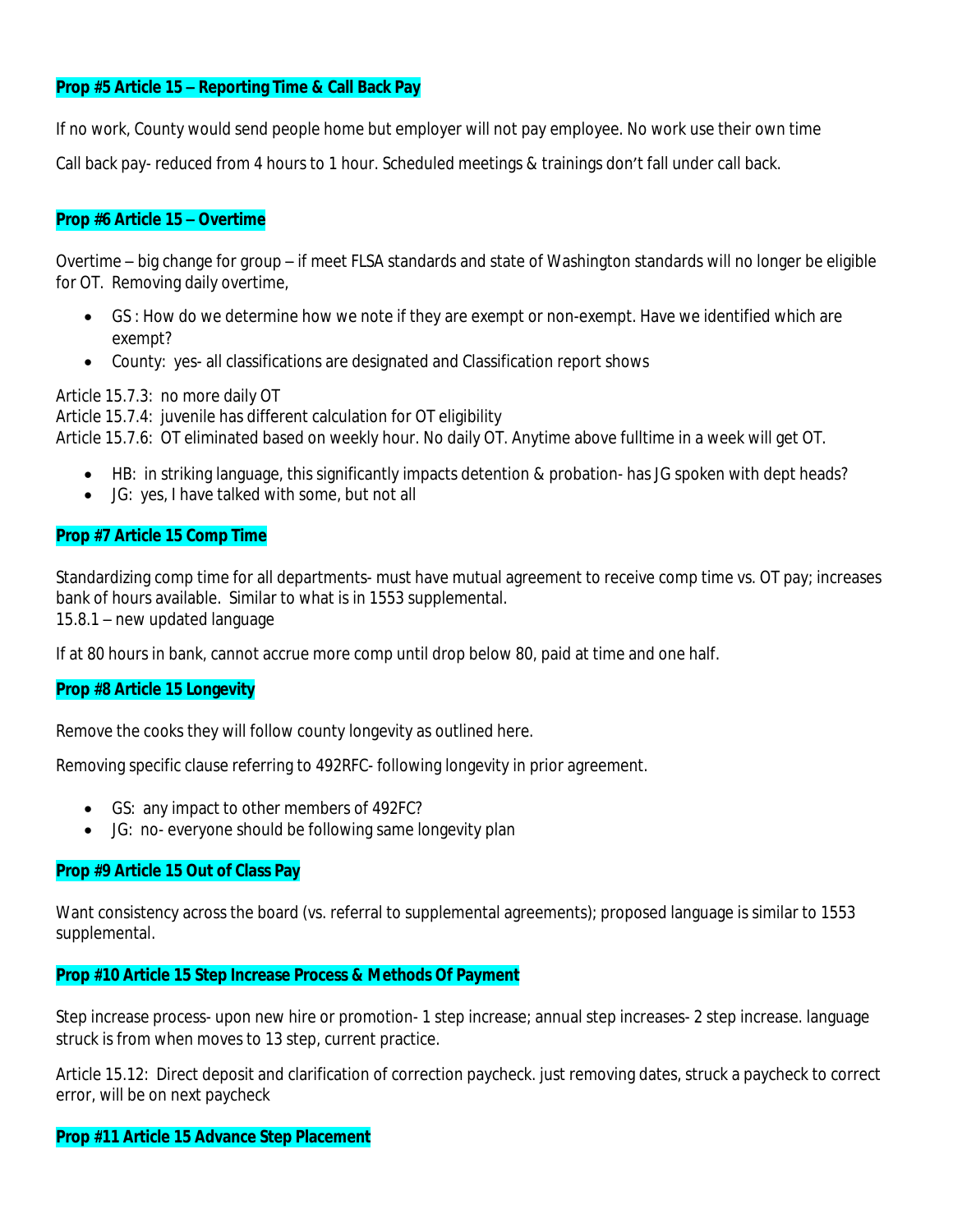**Prop #5 Article 15 – Reporting Time & Call Back Pay**

If no work, County would send people home but employer will not pay employee. No work use their own time

Call back pay- reduced from 4 hours to 1 hour. Scheduled meetings & trainings don't fall under call back.

**Prop #6 Article 15 – Overtime**

Overtime – big change for group – if meet FLSA standards and state of Washington standards will no longer be eligible for OT. Removing daily overtime,

- GS : How do we determine how we note if they are exempt or non-exempt. Have we identified which are exempt?
- County: yes- all classifications are designated and Classification report shows

Article 15.7.3: no more daily OT
Article 15.7.4: juvenile has different calculation for OT eligibility
Article 15.7.6: OT eliminated based on weekly hour. No daily OT. Anytime above fulltime in a week will get OT.

- HB: in striking language, this significantly impacts detention & probation- has JG spoken with dept heads?
- JG: yes, I have talked with some, but not all

**Prop #7 Article 15 Comp Time**

Standardizing comp time for all departments- must have mutual agreement to receive comp time vs. OT pay; increases bank of hours available. Similar to what is in 1553 supplemental.
15.8.1 – new updated language

If at 80 hours in bank, cannot accrue more comp until drop below 80, paid at time and one half.

**Prop #8 Article 15 Longevity**

Remove the cooks they will follow county longevity as outlined here.

Removing specific clause referring to 492RFC- following longevity in prior agreement.

- GS: any impact to other members of 492FC?
- JG: no- everyone should be following same longevity plan

**Prop #9 Article 15 Out of Class Pay**

Want consistency across the board (vs. referral to supplemental agreements); proposed language is similar to 1553 supplemental.

**Prop #10 Article 15 Step Increase Process & Methods Of Payment**

Step increase process- upon new hire or promotion- 1 step increase; annual step increases- 2 step increase. language struck is from when moves to 13 step, current practice.

Article 15.12: Direct deposit and clarification of correction paycheck. just removing dates, struck a paycheck to correct error, will be on next paycheck

**Prop #11 Article 15 Advance Step Placement**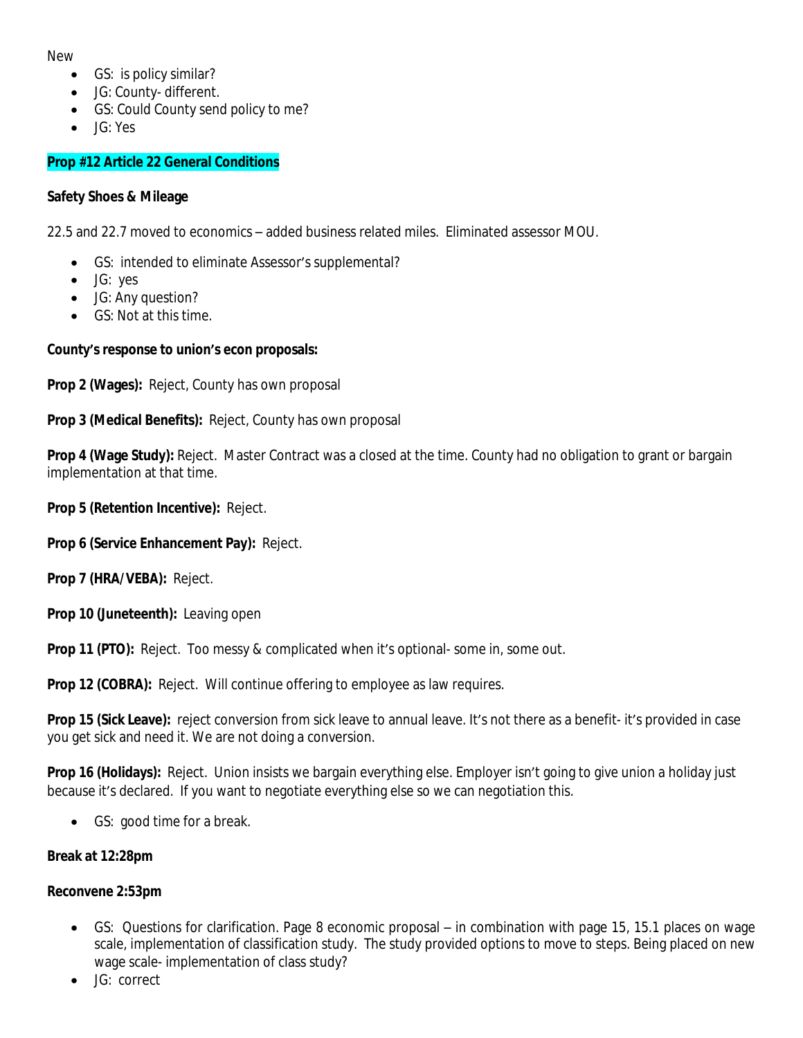New

- GS: is policy similar?
- JG: County- different.
- GS: Could County send policy to me?
- JG: Yes

**Prop #12 Article 22 General Conditions**

**Safety Shoes & Mileage**

22.5 and 22.7 moved to economics – added business related miles. Eliminated assessor MOU.

- GS: intended to eliminate Assessor's supplemental?
- JG: yes
- JG: Any question?
- GS: Not at this time.

**County's response to union's econ proposals:**

**Prop 2 (Wages):** Reject, County has own proposal

**Prop 3 (Medical Benefits):** Reject, County has own proposal

**Prop 4 (Wage Study):** Reject. Master Contract was a closed at the time. County had no obligation to grant or bargain implementation at that time.

**Prop 5 (Retention Incentive):** Reject.

**Prop 6 (Service Enhancement Pay):** Reject.

**Prop 7 (HRA/VEBA):** Reject.

**Prop 10 (Juneteenth):** Leaving open

**Prop 11 (PTO):** Reject. Too messy & complicated when it's optional- some in, some out.

**Prop 12 (COBRA):** Reject. Will continue offering to employee as law requires.

**Prop 15 (Sick Leave):** reject conversion from sick leave to annual leave. It's not there as a benefit- it's provided in case you get sick and need it. We are not doing a conversion.

**Prop 16 (Holidays):** Reject. Union insists we bargain everything else. Employer isn't going to give union a holiday just because it's declared. If you want to negotiate everything else so we can negotiation this.

- GS: good time for a break.

**Break at 12:28pm**

**Reconvene 2:53pm**

- GS: Questions for clarification. Page 8 economic proposal – in combination with page 15, 15.1 places on wage scale, implementation of classification study. The study provided options to move to steps. Being placed on new wage scale- implementation of class study?
- JG: correct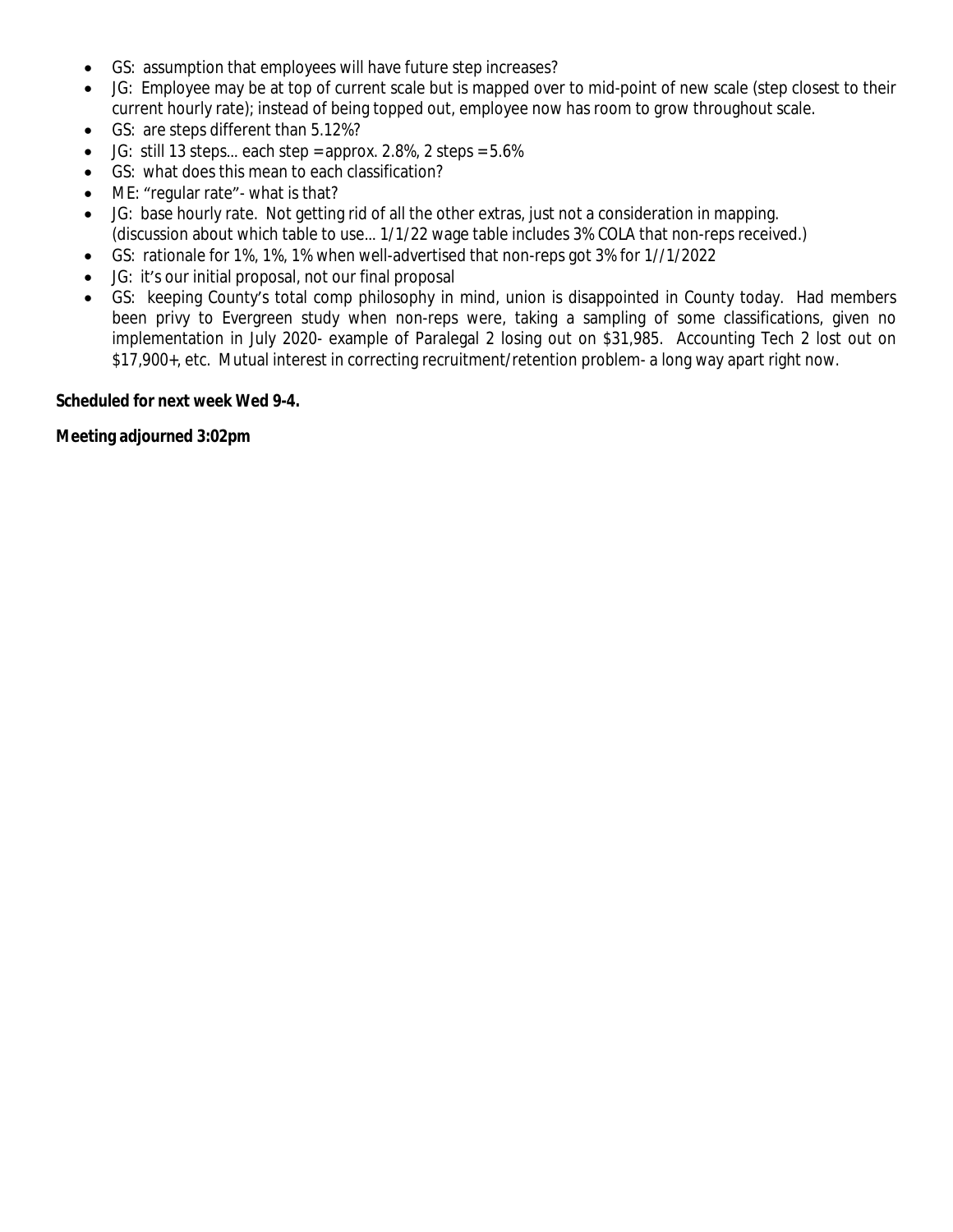- GS: assumption that employees will have future step increases?
- JG: Employee may be at top of current scale but is mapped over to mid-point of new scale (step closest to their current hourly rate); instead of being topped out, employee now has room to grow throughout scale.
- GS: are steps different than 5.12%?
- JG: still 13 steps… each step = approx. 2.8%, 2 steps = 5.6%
- GS: what does this mean to each classification?
- ME: "regular rate"- what is that?
- JG: base hourly rate. Not getting rid of all the other extras, just not a consideration in mapping. (discussion about which table to use… 1/1/22 wage table includes 3% COLA that non-reps received.)
- GS: rationale for 1%, 1%, 1% when well-advertised that non-reps got 3% for 1//1/2022
- JG: it's our initial proposal, not our final proposal
- GS: keeping County's total comp philosophy in mind, union is disappointed in County today. Had members been privy to Evergreen study when non-reps were, taking a sampling of some classifications, given no implementation in July 2020- example of Paralegal 2 losing out on $31,985. Accounting Tech 2 lost out on $17,900+, etc. Mutual interest in correcting recruitment/retention problem- a long way apart right now.

**Scheduled for next week Wed 9-4.**

**Meeting adjourned 3:02pm**